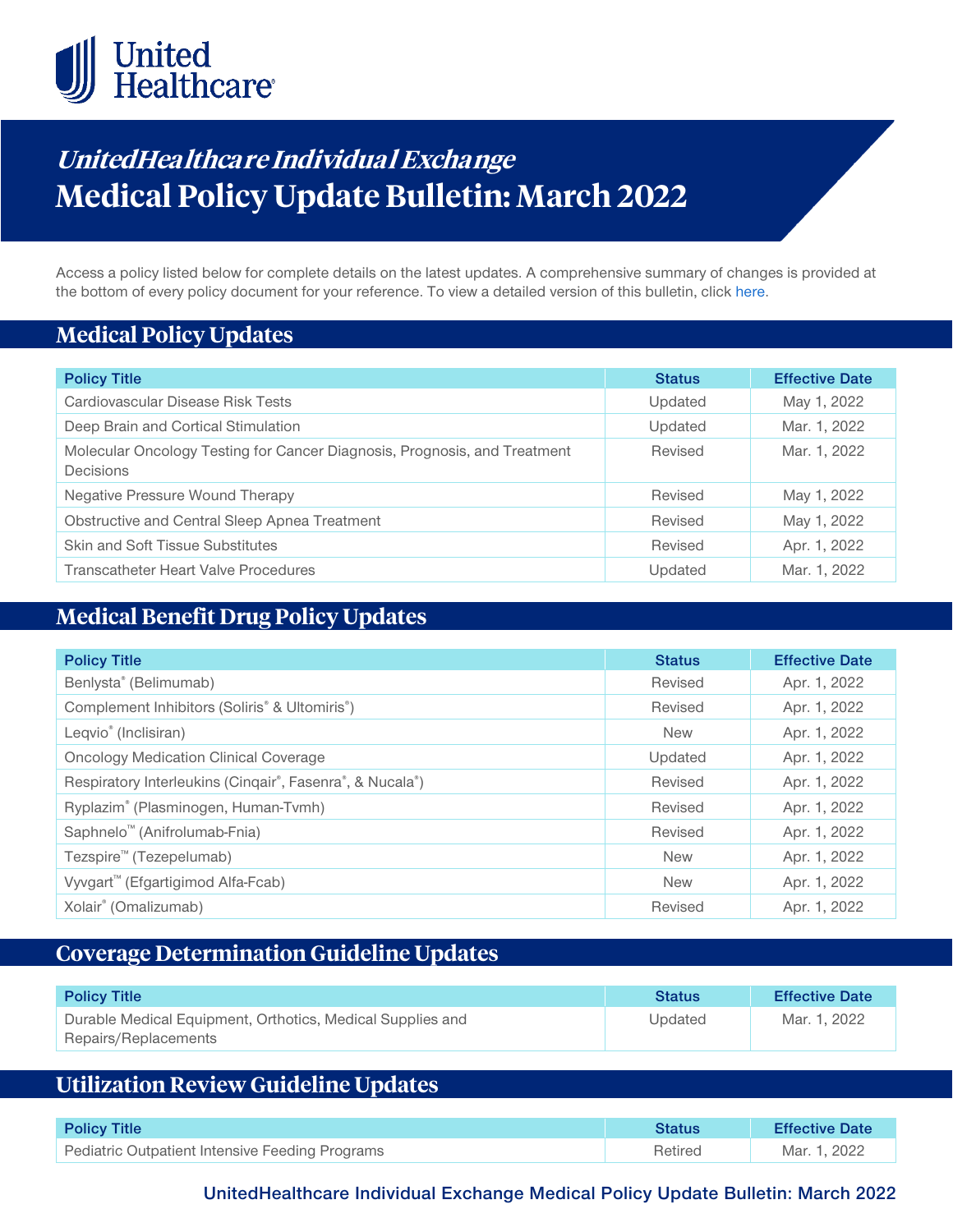# UnitedHealthcare Individual Exchange

# Medical Policy Update Bulletin: March 2022

Access a policy listed below for complete details on the latest updates. A comprehensive summary of changes is provided at the bottom of every policy document for your reference. To view a detailed version of this bulletin, click here.

## Medical Policy Updates

| Policy Title | Status | Effective Date |
| --- | --- | --- |
| Cardiovascular Disease Risk Tests | Updated | May 1, 2022 |
| Deep Brain and Cortical Stimulation | Updated | Mar. 1, 2022 |
| Molecular Oncology Testing for Cancer Diagnosis, Prognosis, and Treatment Decisions | Revised | Mar. 1, 2022 |
| Negative Pressure Wound Therapy | Revised | May 1, 2022 |
| Obstructive and Central Sleep Apnea Treatment | Revised | May 1, 2022 |
| Skin and Soft Tissue Substitutes | Revised | Apr. 1, 2022 |
| Transcatheter Heart Valve Procedures | Updated | Mar. 1, 2022 |

## Medical Benefit Drug Policy Updates

| Policy Title | Status | Effective Date |
| --- | --- | --- |
| Benlysta® (Belimumab) | Revised | Apr. 1, 2022 |
| Complement Inhibitors (Soliris® & Ultomiris®) | Revised | Apr. 1, 2022 |
| Leqvio® (Inclisiran) | New | Apr. 1, 2022 |
| Oncology Medication Clinical Coverage | Updated | Apr. 1, 2022 |
| Respiratory Interleukins (Cinqair®, Fasenra®, & Nucala®) | Revised | Apr. 1, 2022 |
| Ryplazim® (Plasminogen, Human-Tvmh) | Revised | Apr. 1, 2022 |
| Saphnelo™ (Anifrolumab-Fnia) | Revised | Apr. 1, 2022 |
| Tezspire™ (Tezepelumab) | New | Apr. 1, 2022 |
| Vyvgart™ (Efgartigimod Alfa-Fcab) | New | Apr. 1, 2022 |
| Xolair® (Omalizumab) | Revised | Apr. 1, 2022 |

## Coverage Determination Guideline Updates

| Policy Title | Status | Effective Date |
| --- | --- | --- |
| Durable Medical Equipment, Orthotics, Medical Supplies and Repairs/Replacements | Updated | Mar. 1, 2022 |

## Utilization Review Guideline Updates

| Policy Title | Status | Effective Date |
| --- | --- | --- |
| Pediatric Outpatient Intensive Feeding Programs | Retired | Mar. 1, 2022 |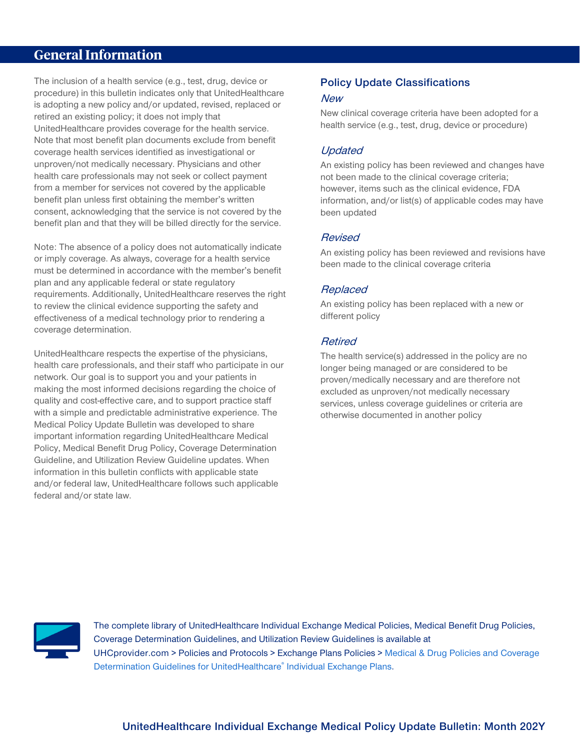## General Information

The inclusion of a health service (e.g., test, drug, device or procedure) in this bulletin indicates only that UnitedHealthcare is adopting a new policy and/or updated, revised, replaced or retired an existing policy; it does not imply that UnitedHealthcare provides coverage for the health service. Note that most benefit plan documents exclude from benefit coverage health services identified as investigational or unproven/not medically necessary. Physicians and other health care professionals may not seek or collect payment from a member for services not covered by the applicable benefit plan unless first obtaining the member's written consent, acknowledging that the service is not covered by the benefit plan and that they will be billed directly for the service.

Note: The absence of a policy does not automatically indicate or imply coverage. As always, coverage for a health service must be determined in accordance with the member's benefit plan and any applicable federal or state regulatory requirements. Additionally, UnitedHealthcare reserves the right to review the clinical evidence supporting the safety and effectiveness of a medical technology prior to rendering a coverage determination.

UnitedHealthcare respects the expertise of the physicians, health care professionals, and their staff who participate in our network. Our goal is to support you and your patients in making the most informed decisions regarding the choice of quality and cost-effective care, and to support practice staff with a simple and predictable administrative experience. The Medical Policy Update Bulletin was developed to share important information regarding UnitedHealthcare Medical Policy, Medical Benefit Drug Policy, Coverage Determination Guideline, and Utilization Review Guideline updates. When information in this bulletin conflicts with applicable state and/or federal law, UnitedHealthcare follows such applicable federal and/or state law.

### Policy Update Classifications

*New*

New clinical coverage criteria have been adopted for a health service (e.g., test, drug, device or procedure)

*Updated*

An existing policy has been reviewed and changes have not been made to the clinical coverage criteria; however, items such as the clinical evidence, FDA information, and/or list(s) of applicable codes may have been updated

*Revised*

An existing policy has been reviewed and revisions have been made to the clinical coverage criteria

*Replaced*

An existing policy has been replaced with a new or different policy

*Retired*

The health service(s) addressed in the policy are no longer being managed or are considered to be proven/medically necessary and are therefore not excluded as unproven/not medically necessary services, unless coverage guidelines or criteria are otherwise documented in another policy

The complete library of UnitedHealthcare Individual Exchange Medical Policies, Medical Benefit Drug Policies, Coverage Determination Guidelines, and Utilization Review Guidelines is available at UHCprovider.com > Policies and Protocols > Exchange Plans Policies > Medical & Drug Policies and Coverage Determination Guidelines for UnitedHealthcare® Individual Exchange Plans.